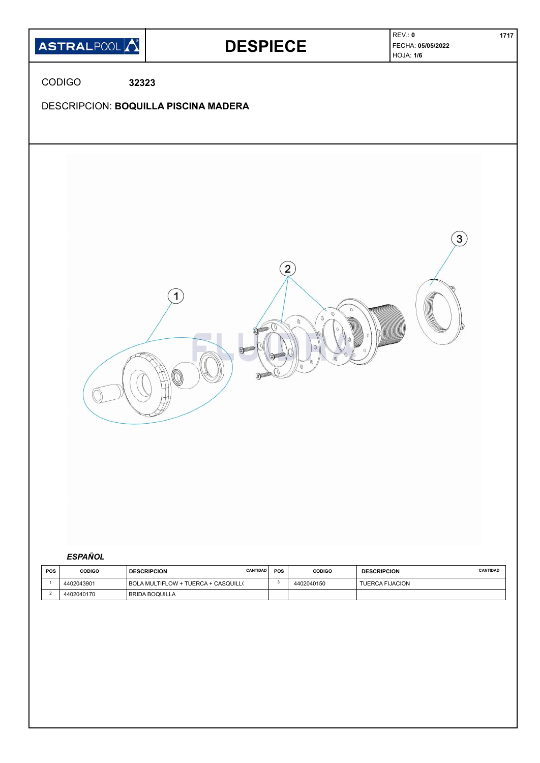# DESPIECE

REV.: **0**
FECHA: **05/05/2022**
HOJA: **1/6**

CODIGO **32323**

DESCRIPCION: **BOQUILLA PISCINA MADERA**

1

2

3

*ESPAÑOL*

| POS | CODIGO | DESCRIPCION | CANTIDAD | POS | CODIGO | DESCRIPCION | CANTIDAD |
|---|---|---|---|---|---|---|---|
| 1 | 4402043901 | BOLA MULTIFLOW + TUERCA + CASQUILL( | | 3 | 4402040150 | TUERCA FIJACION | |
| 2 | 4402040170 | BRIDA BOQUILLA | | | | | |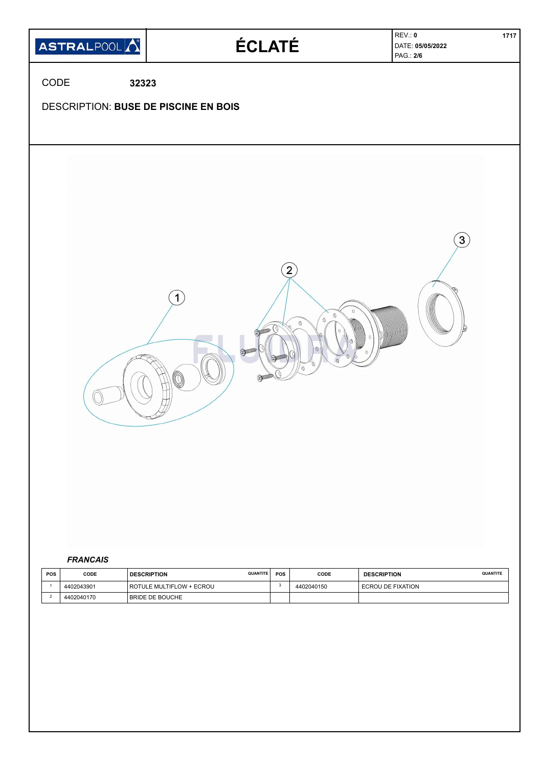# ÉCLATÉ

REV.: **0**
DATE: **05/05/2022**
PAG.: **2/6**
**1717**

CODE **32323**

DESCRIPTION: **BUSE DE PISCINE EN BOIS**

1
2
3

***FRANCAIS***

| POS | CODE | DESCRIPTION | QUANTITE | POS | CODE | DESCRIPTION | QUANTITE |
|---|---|---|---|---|---|---|---|
| 1 | 4402043901 | ROTULE MULTIFLOW + ECROU | | 3 | 4402040150 | ECROU DE FIXATION | |
| 2 | 4402040170 | BRIDE DE BOUCHE | | | | | |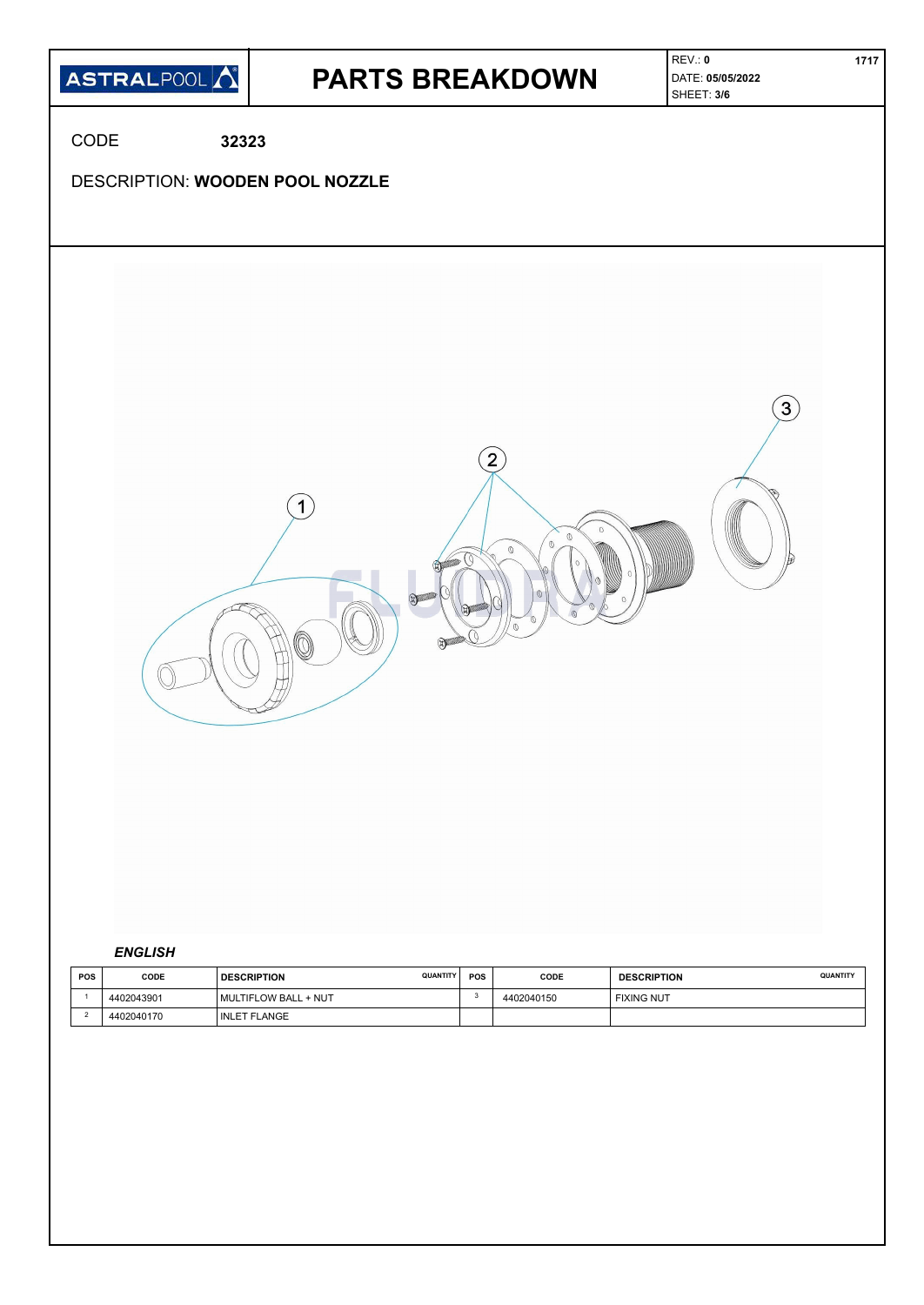ASTRALPOOL

# PARTS BREAKDOWN

REV.: **0**
DATE: **05/05/2022**
SHEET: **3/6**
**1717**

CODE **32323**

DESCRIPTION: **WOODEN POOL NOZZLE**

3

2

1

### *ENGLISH*

| POS | CODE | DESCRIPTION | QUANTITY | POS | CODE | DESCRIPTION | QUANTITY |
|---|---|---|---|---|---|---|---|
| 1 | 4402043901 | MULTIFLOW BALL + NUT | | 3 | 4402040150 | FIXING NUT | |
| 2 | 4402040170 | INLET FLANGE | | | | | |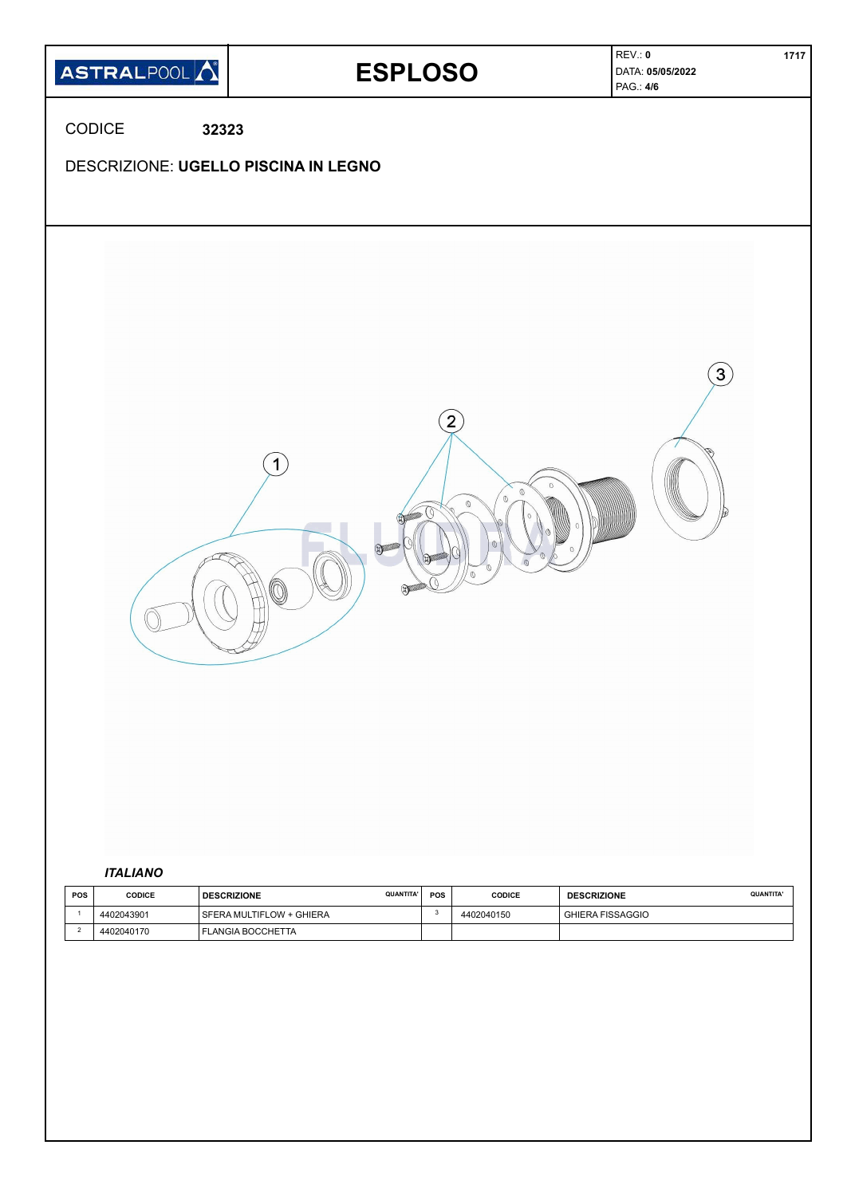# ESPLOSO

REV.: **0**
DATA: **05/05/2022**

CODICE **32323**

DESCRIZIONE: **UGELLO PISCINA IN LEGNO**

1
2
3

***ITALIANO***

| POS | CODICE | DESCRIZIONE | QUANTITA' | POS | CODICE | DESCRIZIONE | QUANTITA' |
|---|---|---|---|---|---|---|---|
| 1 | 4402043901 | SFERA MULTIFLOW + GHIERA | | 3 | 4402040150 | GHIERA FISSAGGIO | |
| 2 | 4402040170 | FLANGIA BOCCHETTA | | | | | |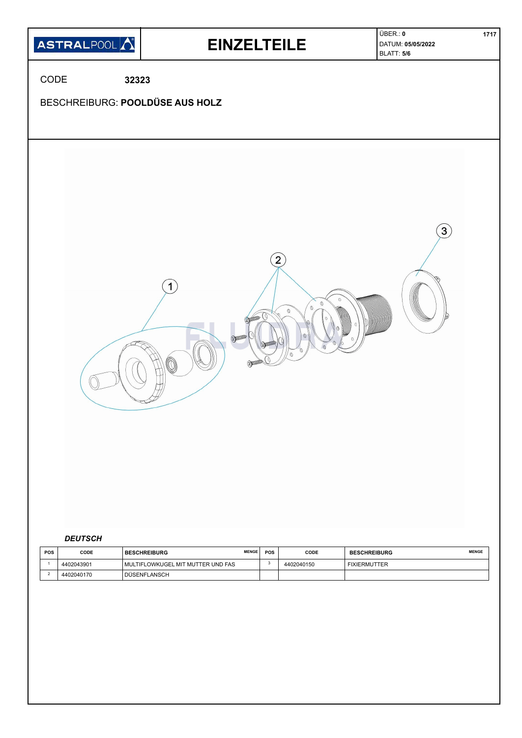# EINZELTEILE

ÜBER.: **0**

**1717**

DATUM: **05/05/2022**

CODE **32323**

BESCHREIBURG: **POOLDÜSE AUS HOLZ**

1

2

3

***DEUTSCH***

| POS | CODE | BESCHREIBURG | MENGE | POS | CODE | BESCHREIBURG | MENGE |
|---|---|---|---|---|---|---|---|
| 1 | 4402043901 | MULTIFLOWKUGEL MIT MUTTER UND FAS | | 3 | 4402040150 | FIXIERMUTTER | |
| 2 | 4402040170 | DÜSENFLANSCH | | | | | |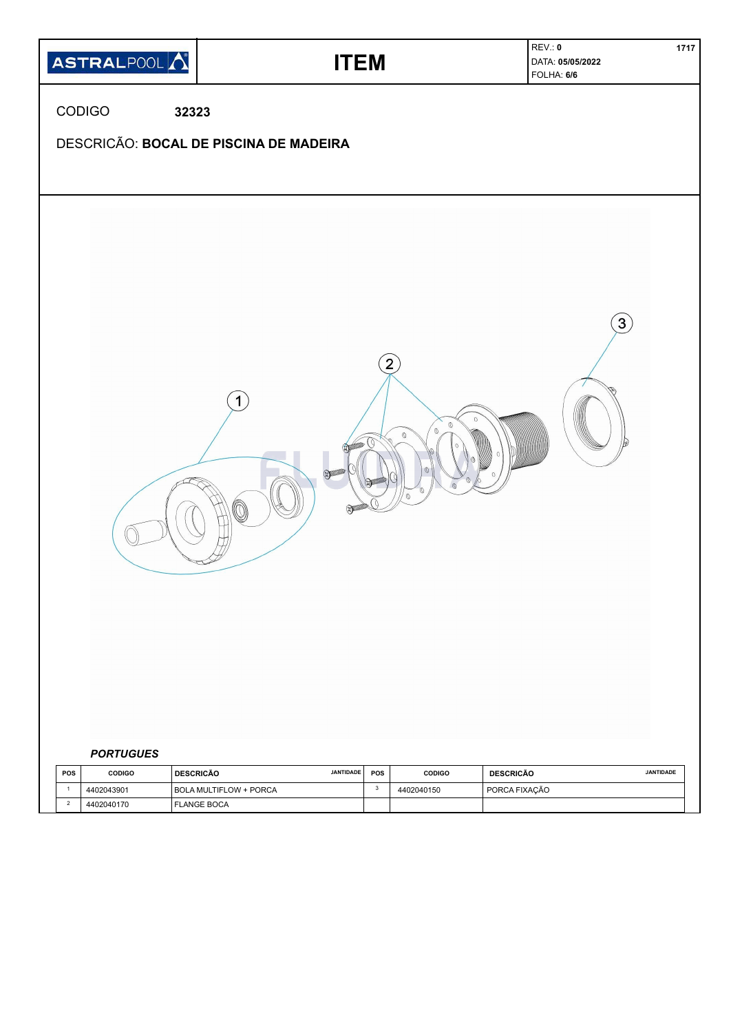| ASTRALPOOL | ITEM | REV.: **0** | **1717** |
|---|---|---|---|
| | | DATA: **05/05/2022** | |
| | | FOLHA: **6/6** | |

CODIGO **32323**

DESCRICÃO: **BOCAL DE PISCINA DE MADEIRA**

1

2

3

***PORTUGUES***

| POS | CODIGO | DESCRICÃO | JANTIDADE | POS | CODIGO | DESCRICÃO | JANTIDADE |
|---|---|---|---|---|---|---|---|
| 1 | 4402043901 | BOLA MULTIFLOW + PORCA | | 3 | 4402040150 | PORCA FIXAÇÃO | |
| 2 | 4402040170 | FLANGE BOCA | | | | | |